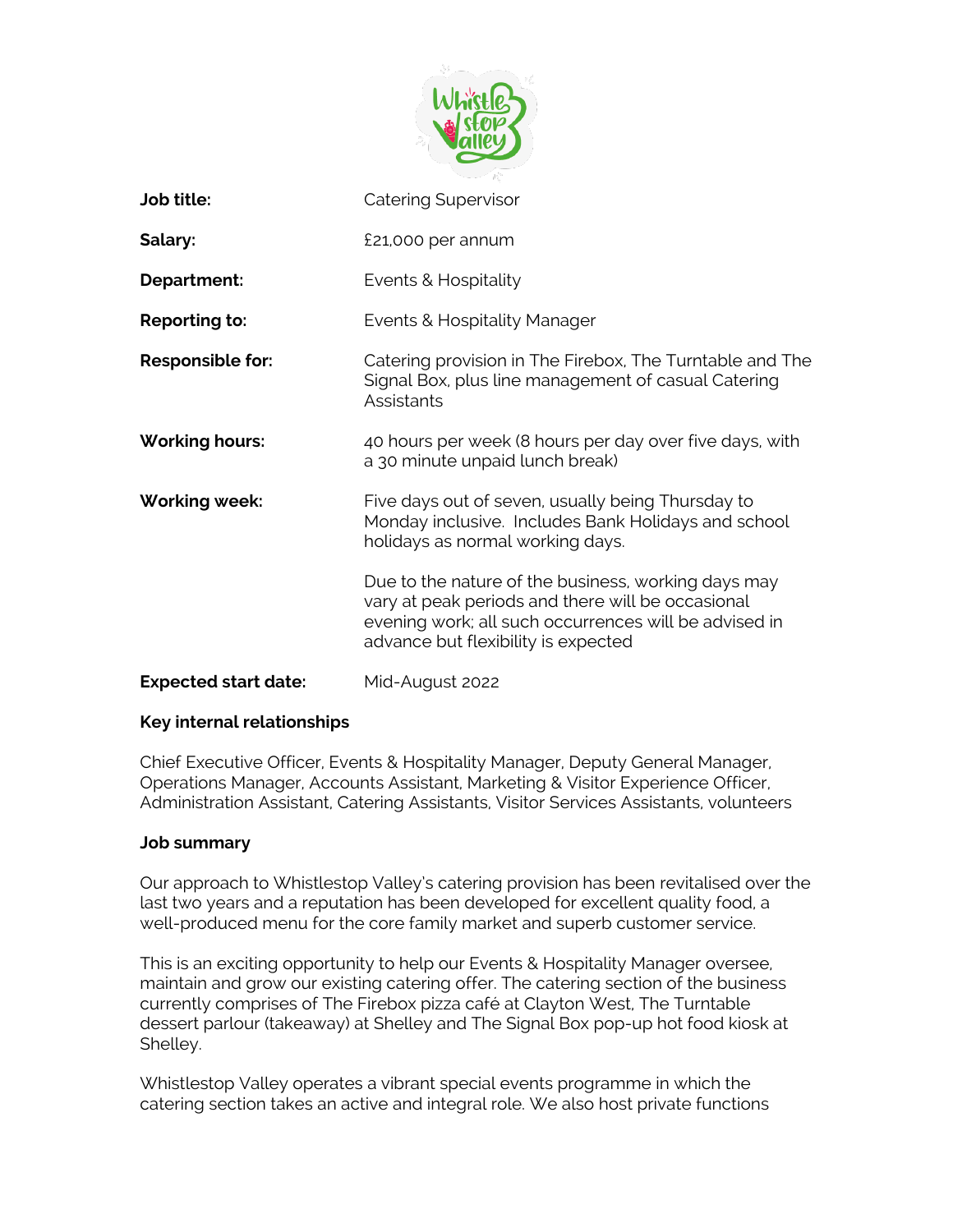| | |
|---|---|
| **Job title:** | Catering Supervisor |
| **Salary:** | £21,000 per annum |
| **Department:** | Events & Hospitality |
| **Reporting to:** | Events & Hospitality Manager |
| **Responsible for:** | Catering provision in The Firebox, The Turntable and The Signal Box, plus line management of casual Catering Assistants |
| **Working hours:** | 40 hours per week (8 hours per day over five days, with a 30 minute unpaid lunch break) |
| **Working week:** | Five days out of seven, usually being Thursday to Monday inclusive. Includes Bank Holidays and school holidays as normal working days. Due to the nature of the business, working days may vary at peak periods and there will be occasional evening work; all such occurrences will be advised in advance but flexibility is expected |
| **Expected start date:** | Mid-August 2022 |

**Key internal relationships**

Chief Executive Officer, Events & Hospitality Manager, Deputy General Manager, Operations Manager, Accounts Assistant, Marketing & Visitor Experience Officer, Administration Assistant, Catering Assistants, Visitor Services Assistants, volunteers

**Job summary**

Our approach to Whistlestop Valley's catering provision has been revitalised over the last two years and a reputation has been developed for excellent quality food, a well-produced menu for the core family market and superb customer service.

This is an exciting opportunity to help our Events & Hospitality Manager oversee, maintain and grow our existing catering offer. The catering section of the business currently comprises of The Firebox pizza café at Clayton West, The Turntable dessert parlour (takeaway) at Shelley and The Signal Box pop-up hot food kiosk at Shelley.

Whistlestop Valley operates a vibrant special events programme in which the catering section takes an active and integral role. We also host private functions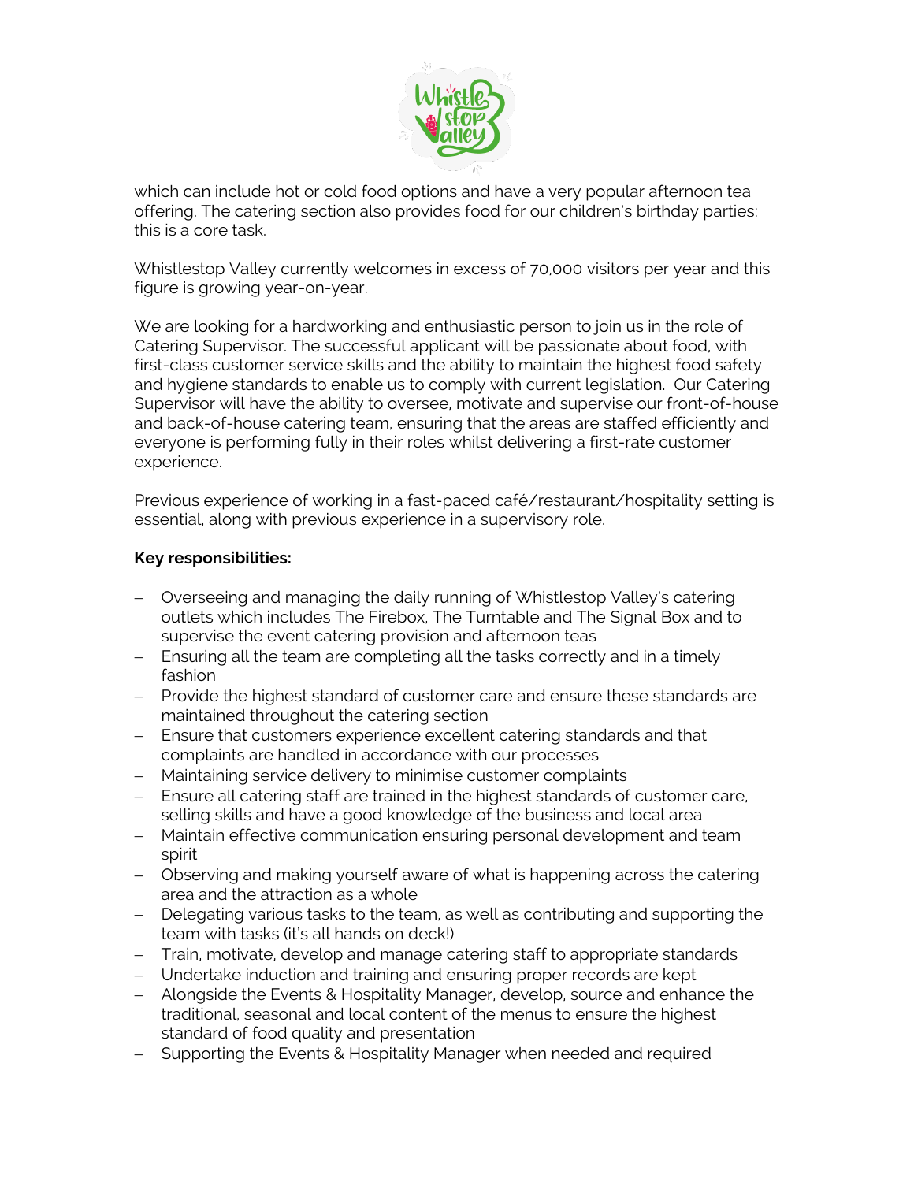which can include hot or cold food options and have a very popular afternoon tea offering. The catering section also provides food for our children's birthday parties: this is a core task.

Whistlestop Valley currently welcomes in excess of 70,000 visitors per year and this figure is growing year-on-year.

We are looking for a hardworking and enthusiastic person to join us in the role of Catering Supervisor. The successful applicant will be passionate about food, with first-class customer service skills and the ability to maintain the highest food safety and hygiene standards to enable us to comply with current legislation. Our Catering Supervisor will have the ability to oversee, motivate and supervise our front-of-house and back-of-house catering team, ensuring that the areas are staffed efficiently and everyone is performing fully in their roles whilst delivering a first-rate customer experience.

Previous experience of working in a fast-paced café/restaurant/hospitality setting is essential, along with previous experience in a supervisory role.

**Key responsibilities:**

- Overseeing and managing the daily running of Whistlestop Valley's catering outlets which includes The Firebox, The Turntable and The Signal Box and to supervise the event catering provision and afternoon teas
- Ensuring all the team are completing all the tasks correctly and in a timely fashion
- Provide the highest standard of customer care and ensure these standards are maintained throughout the catering section
- Ensure that customers experience excellent catering standards and that complaints are handled in accordance with our processes
- Maintaining service delivery to minimise customer complaints
- Ensure all catering staff are trained in the highest standards of customer care, selling skills and have a good knowledge of the business and local area
- Maintain effective communication ensuring personal development and team spirit
- Observing and making yourself aware of what is happening across the catering area and the attraction as a whole
- Delegating various tasks to the team, as well as contributing and supporting the team with tasks (it's all hands on deck!)
- Train, motivate, develop and manage catering staff to appropriate standards
- Undertake induction and training and ensuring proper records are kept
- Alongside the Events & Hospitality Manager, develop, source and enhance the traditional, seasonal and local content of the menus to ensure the highest standard of food quality and presentation
- Supporting the Events & Hospitality Manager when needed and required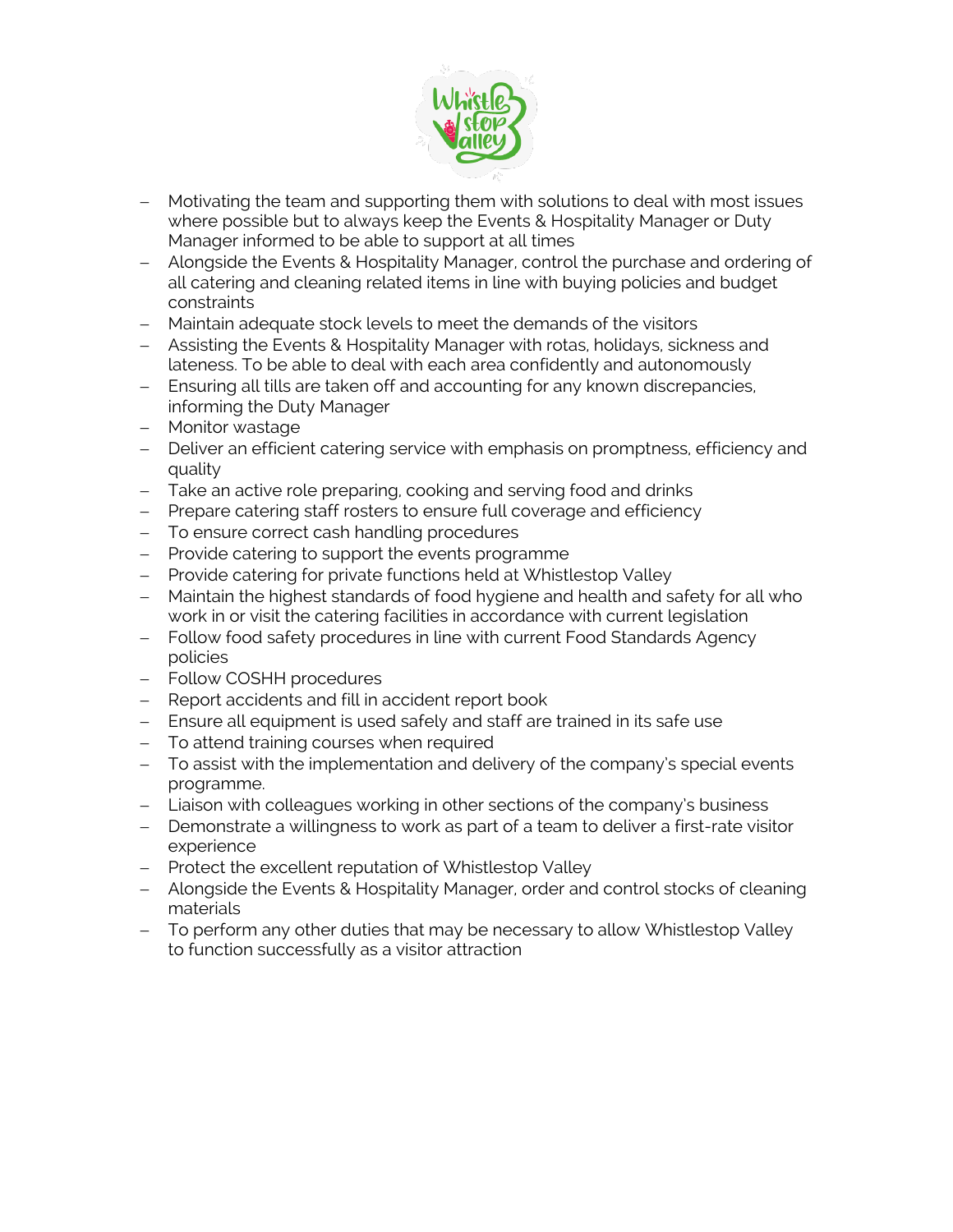- Motivating the team and supporting them with solutions to deal with most issues where possible but to always keep the Events & Hospitality Manager or Duty Manager informed to be able to support at all times
- Alongside the Events & Hospitality Manager, control the purchase and ordering of all catering and cleaning related items in line with buying policies and budget constraints
- Maintain adequate stock levels to meet the demands of the visitors
- Assisting the Events & Hospitality Manager with rotas, holidays, sickness and lateness. To be able to deal with each area confidently and autonomously
- Ensuring all tills are taken off and accounting for any known discrepancies, informing the Duty Manager
- Monitor wastage
- Deliver an efficient catering service with emphasis on promptness, efficiency and quality
- Take an active role preparing, cooking and serving food and drinks
- Prepare catering staff rosters to ensure full coverage and efficiency
- To ensure correct cash handling procedures
- Provide catering to support the events programme
- Provide catering for private functions held at Whistlestop Valley
- Maintain the highest standards of food hygiene and health and safety for all who work in or visit the catering facilities in accordance with current legislation
- Follow food safety procedures in line with current Food Standards Agency policies
- Follow COSHH procedures
- Report accidents and fill in accident report book
- Ensure all equipment is used safely and staff are trained in its safe use
- To attend training courses when required
- To assist with the implementation and delivery of the company's special events programme.
- Liaison with colleagues working in other sections of the company's business
- Demonstrate a willingness to work as part of a team to deliver a first-rate visitor experience
- Protect the excellent reputation of Whistlestop Valley
- Alongside the Events & Hospitality Manager, order and control stocks of cleaning materials
- To perform any other duties that may be necessary to allow Whistlestop Valley to function successfully as a visitor attraction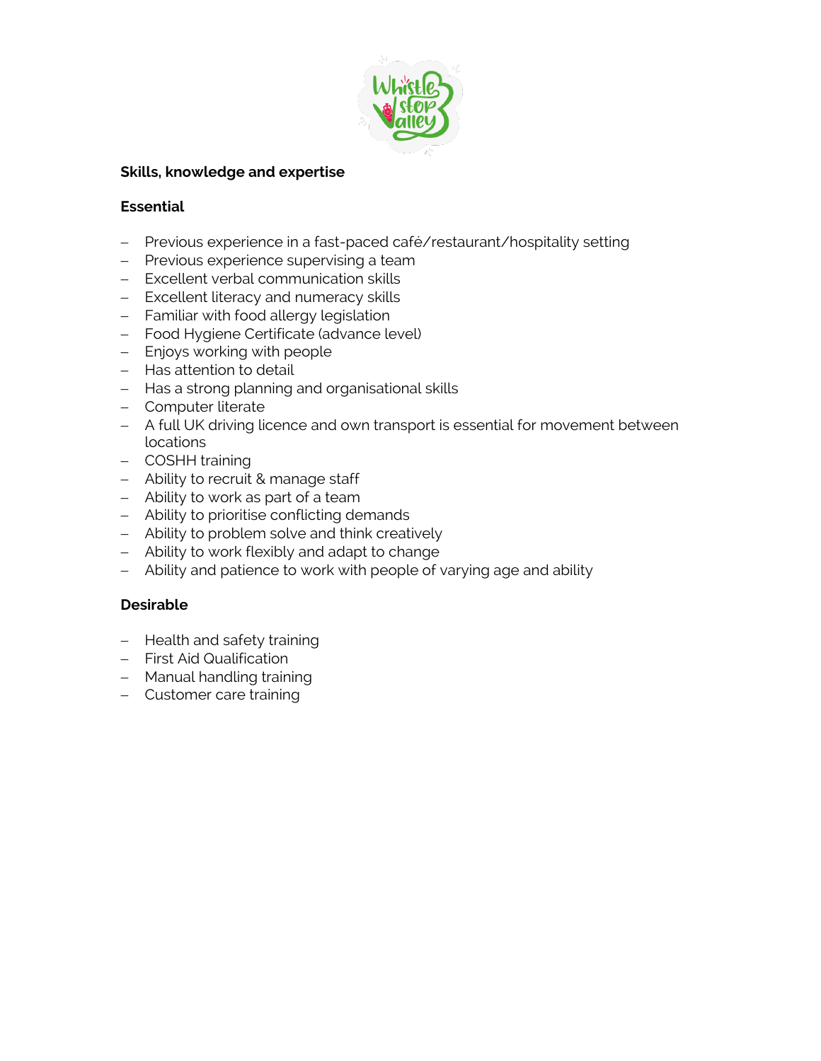**Skills, knowledge and expertise**

**Essential**

- Previous experience in a fast-paced café/restaurant/hospitality setting
- Previous experience supervising a team
- Excellent verbal communication skills
- Excellent literacy and numeracy skills
- Familiar with food allergy legislation
- Food Hygiene Certificate (advance level)
- Enjoys working with people
- Has attention to detail
- Has a strong planning and organisational skills
- Computer literate
- A full UK driving licence and own transport is essential for movement between locations
- COSHH training
- Ability to recruit & manage staff
- Ability to work as part of a team
- Ability to prioritise conflicting demands
- Ability to problem solve and think creatively
- Ability to work flexibly and adapt to change
- Ability and patience to work with people of varying age and ability

**Desirable**

- Health and safety training
- First Aid Qualification
- Manual handling training
- Customer care training